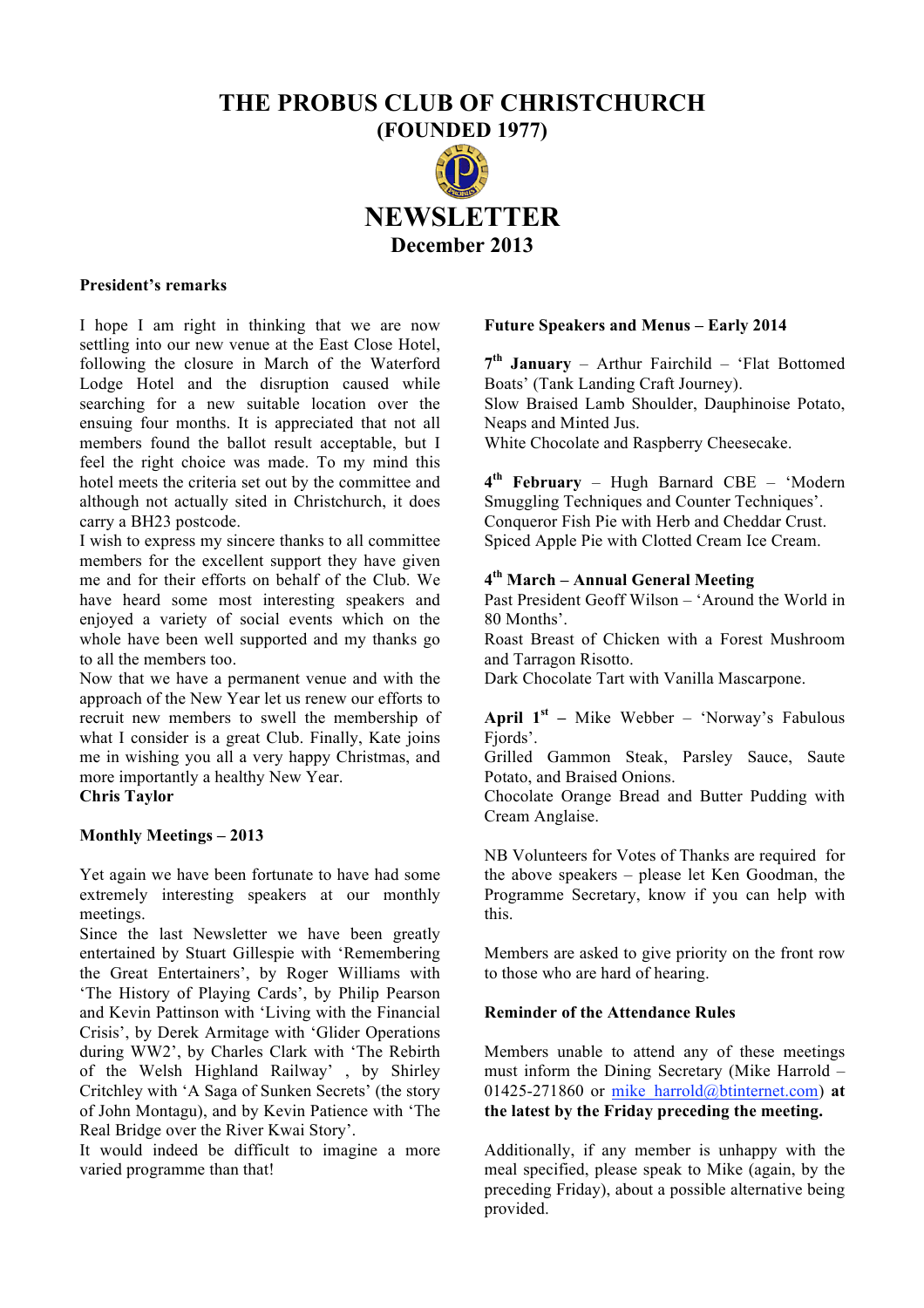# THE PROBUS CLUB OF CHRISTCHURCH
## (FOUNDED 1977)

# NEWSLETTER
## December 2013

### President's remarks

I hope I am right in thinking that we are now settling into our new venue at the East Close Hotel, following the closure in March of the Waterford Lodge Hotel and the disruption caused while searching for a new suitable location over the ensuing four months. It is appreciated that not all members found the ballot result acceptable, but I feel the right choice was made. To my mind this hotel meets the criteria set out by the committee and although not actually sited in Christchurch, it does carry a BH23 postcode.

I wish to express my sincere thanks to all committee members for the excellent support they have given me and for their efforts on behalf of the Club. We have heard some most interesting speakers and enjoyed a variety of social events which on the whole have been well supported and my thanks go to all the members too.

Now that we have a permanent venue and with the approach of the New Year let us renew our efforts to recruit new members to swell the membership of what I consider is a great Club. Finally, Kate joins me in wishing you all a very happy Christmas, and more importantly a healthy New Year.

**Chris Taylor**

### Monthly Meetings – 2013

Yet again we have been fortunate to have had some extremely interesting speakers at our monthly meetings.

Since the last Newsletter we have been greatly entertained by Stuart Gillespie with 'Remembering the Great Entertainers', by Roger Williams with 'The History of Playing Cards', by Philip Pearson and Kevin Pattinson with 'Living with the Financial Crisis', by Derek Armitage with 'Glider Operations during WW2', by Charles Clark with 'The Rebirth of the Welsh Highland Railway' , by Shirley Critchley with 'A Saga of Sunken Secrets' (the story of John Montagu), and by Kevin Patience with 'The Real Bridge over the River Kwai Story'.

It would indeed be difficult to imagine a more varied programme than that!

### Future Speakers and Menus – Early 2014

**7th January** – Arthur Fairchild – 'Flat Bottomed Boats' (Tank Landing Craft Journey).
Slow Braised Lamb Shoulder, Dauphinoise Potato, Neaps and Minted Jus.
White Chocolate and Raspberry Cheesecake.

**4th February** – Hugh Barnard CBE – 'Modern Smuggling Techniques and Counter Techniques'.
Conqueror Fish Pie with Herb and Cheddar Crust.
Spiced Apple Pie with Clotted Cream Ice Cream.

**4th March – Annual General Meeting**
Past President Geoff Wilson – 'Around the World in 80 Months'.
Roast Breast of Chicken with a Forest Mushroom and Tarragon Risotto.
Dark Chocolate Tart with Vanilla Mascarpone.

**April 1st** – Mike Webber – 'Norway's Fabulous Fjords'.
Grilled Gammon Steak, Parsley Sauce, Saute Potato, and Braised Onions.
Chocolate Orange Bread and Butter Pudding with Cream Anglaise.

NB Volunteers for Votes of Thanks are required for the above speakers – please let Ken Goodman, the Programme Secretary, know if you can help with this.

Members are asked to give priority on the front row to those who are hard of hearing.

### Reminder of the Attendance Rules

Members unable to attend any of these meetings must inform the Dining Secretary (Mike Harrold – 01425-271860 or mike_harrold@btinternet.com) **at the latest by the Friday preceding the meeting.**

Additionally, if any member is unhappy with the meal specified, please speak to Mike (again, by the preceding Friday), about a possible alternative being provided.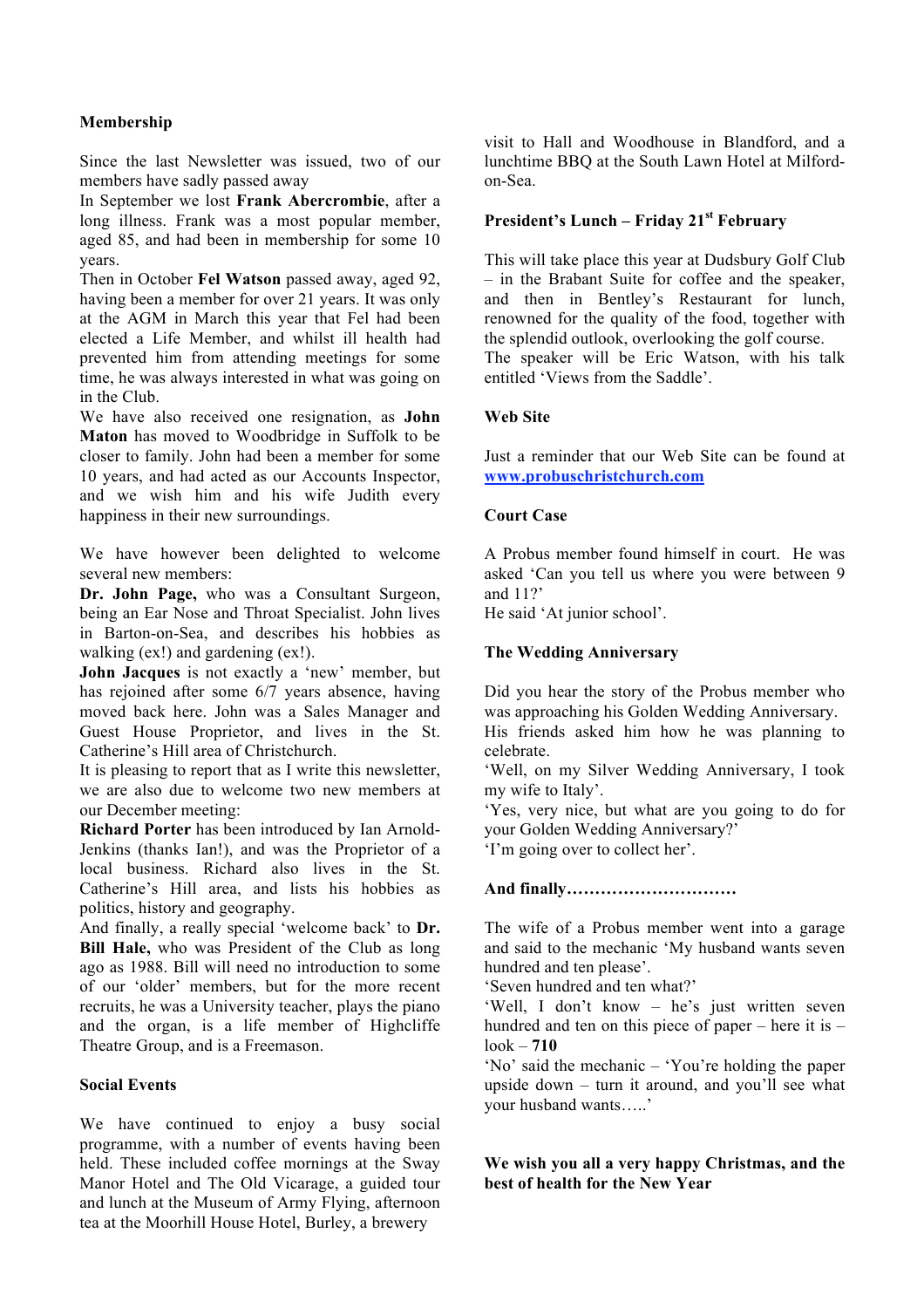## Membership

Since the last Newsletter was issued, two of our members have sadly passed away

In September we lost **Frank Abercrombie**, after a long illness. Frank was a most popular member, aged 85, and had been in membership for some 10 years.

Then in October **Fel Watson** passed away, aged 92, having been a member for over 21 years. It was only at the AGM in March this year that Fel had been elected a Life Member, and whilst ill health had prevented him from attending meetings for some time, he was always interested in what was going on in the Club.

We have also received one resignation, as **John Maton** has moved to Woodbridge in Suffolk to be closer to family. John had been a member for some 10 years, and had acted as our Accounts Inspector, and we wish him and his wife Judith every happiness in their new surroundings.

We have however been delighted to welcome several new members:

**Dr. John Page,** who was a Consultant Surgeon, being an Ear Nose and Throat Specialist. John lives in Barton-on-Sea, and describes his hobbies as walking (ex!) and gardening (ex!).

**John Jacques** is not exactly a 'new' member, but has rejoined after some 6/7 years absence, having moved back here. John was a Sales Manager and Guest House Proprietor, and lives in the St. Catherine's Hill area of Christchurch.

It is pleasing to report that as I write this newsletter, we are also due to welcome two new members at our December meeting:

**Richard Porter** has been introduced by Ian Arnold-Jenkins (thanks Ian!), and was the Proprietor of a local business. Richard also lives in the St. Catherine's Hill area, and lists his hobbies as politics, history and geography.

And finally, a really special 'welcome back' to **Dr. Bill Hale,** who was President of the Club as long ago as 1988. Bill will need no introduction to some of our 'older' members, but for the more recent recruits, he was a University teacher, plays the piano and the organ, is a life member of Highcliffe Theatre Group, and is a Freemason.

## Social Events

We have continued to enjoy a busy social programme, with a number of events having been held. These included coffee mornings at the Sway Manor Hotel and The Old Vicarage, a guided tour and lunch at the Museum of Army Flying, afternoon tea at the Moorhill House Hotel, Burley, a brewery visit to Hall and Woodhouse in Blandford, and a lunchtime BBQ at the South Lawn Hotel at Milford-on-Sea.

## President's Lunch – Friday 21st February

This will take place this year at Dudsbury Golf Club – in the Brabant Suite for coffee and the speaker, and then in Bentley's Restaurant for lunch, renowned for the quality of the food, together with the splendid outlook, overlooking the golf course.

The speaker will be Eric Watson, with his talk entitled 'Views from the Saddle'.

## Web Site

Just a reminder that our Web Site can be found at **www.probuschristchurch.com**

## Court Case

A Probus member found himself in court. He was asked 'Can you tell us where you were between 9 and 11?'

He said 'At junior school'.

## The Wedding Anniversary

Did you hear the story of the Probus member who was approaching his Golden Wedding Anniversary.

His friends asked him how he was planning to celebrate.

'Well, on my Silver Wedding Anniversary, I took my wife to Italy'.

'Yes, very nice, but what are you going to do for your Golden Wedding Anniversary?'

'I'm going over to collect her'.

## And finally…………………………

The wife of a Probus member went into a garage and said to the mechanic 'My husband wants seven hundred and ten please'.

'Seven hundred and ten what?'

'Well, I don't know – he's just written seven hundred and ten on this piece of paper – here it is – look – **710**

'No' said the mechanic – 'You're holding the paper upside down – turn it around, and you'll see what your husband wants…..'

**We wish you all a very happy Christmas, and the best of health for the New Year**